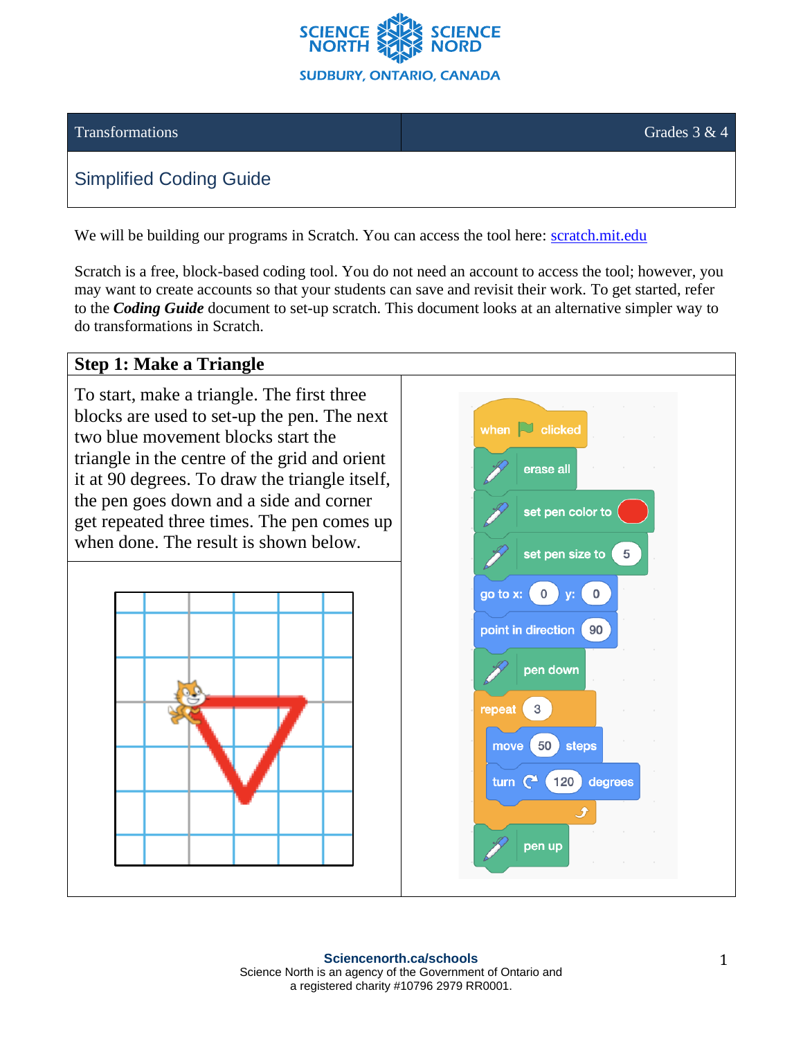| Transformations | Grades 3 & 4 |
| --- | --- |

## Simplified Coding Guide

We will be building our programs in Scratch. You can access the tool here: [scratch.mit.edu](scratch.mit.edu)

Scratch is a free, block-based coding tool. You do not need an account to access the tool; however, you may want to create accounts so that your students can save and revisit their work. To get started, refer to the ***Coding Guide*** document to set-up scratch. This document looks at an alternative simpler way to do transformations in Scratch.

### Step 1: Make a Triangle

To start, make a triangle. The first three blocks are used to set-up the pen. The next two blue movement blocks start the triangle in the centre of the grid and orient it at 90 degrees. To draw the triangle itself, the pen goes down and a side and corner get repeated three times. The pen comes up when done. The result is shown below.

```
when [flag] clicked
erase all
set pen color to [red]
set pen size to 5
go to x: 0 y: 0
point in direction 90
pen down
repeat 3
    move 50 steps
    turn ↻ 120 degrees
end
pen up
```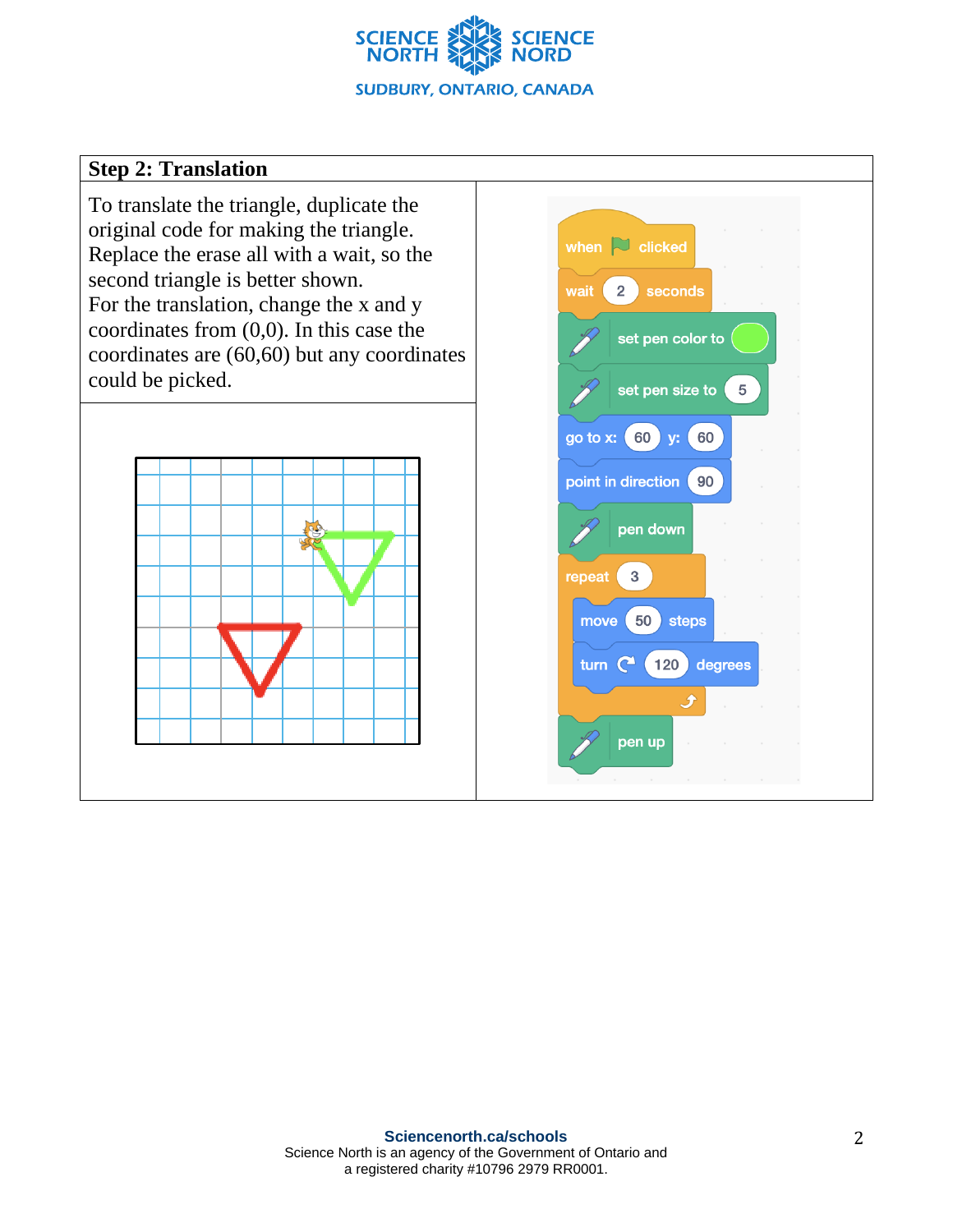## Step 2: Translation

To translate the triangle, duplicate the original code for making the triangle. Replace the erase all with a wait, so the second triangle is better shown.
For the translation, change the x and y coordinates from (0,0). In this case the coordinates are (60,60) but any coordinates could be picked.

```
when [flag] clicked
wait (2) seconds
set pen color to [green]
set pen size to (5)
go to x: (60) y: (60)
point in direction (90)
pen down
repeat (3)
    move (50) steps
    turn ↻ (120) degrees
end
pen up
```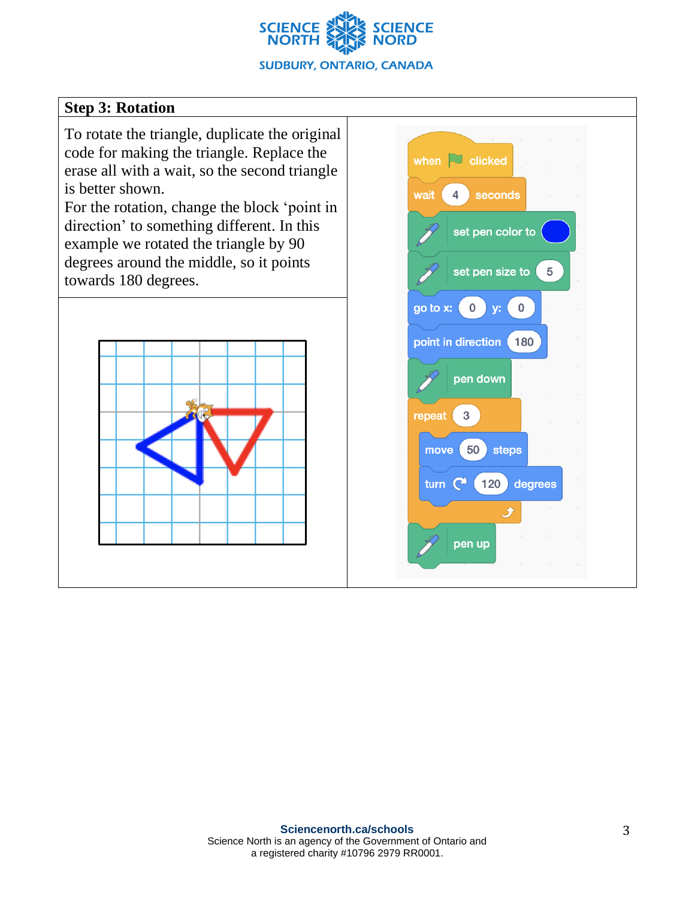## Step 3: Rotation

To rotate the triangle, duplicate the original code for making the triangle. Replace the erase all with a wait, so the second triangle is better shown.
For the rotation, change the block 'point in direction' to something different. In this example we rotated the triangle by 90 degrees around the middle, so it points towards 180 degrees.

```
when green flag clicked
wait 4 seconds
set pen color to (blue)
set pen size to 5
go to x: 0 y: 0
point in direction 180
pen down
repeat 3
    move 50 steps
    turn ↻ 120 degrees
end
pen up
```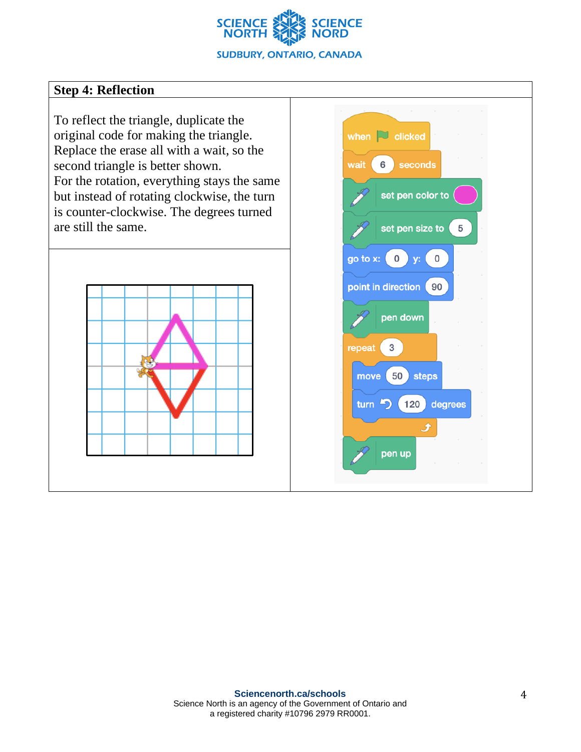## Step 4: Reflection

To reflect the triangle, duplicate the original code for making the triangle. Replace the erase all with a wait, so the second triangle is better shown.
For the rotation, everything stays the same but instead of rotating clockwise, the turn is counter-clockwise. The degrees turned are still the same.

```
when [flag] clicked
wait (6) seconds
set pen color to [pink]
set pen size to (5)
go to x: (0) y: (0)
point in direction (90)
pen down
repeat (3)
    move (50) steps
    turn ↺ (120) degrees
end
pen up
```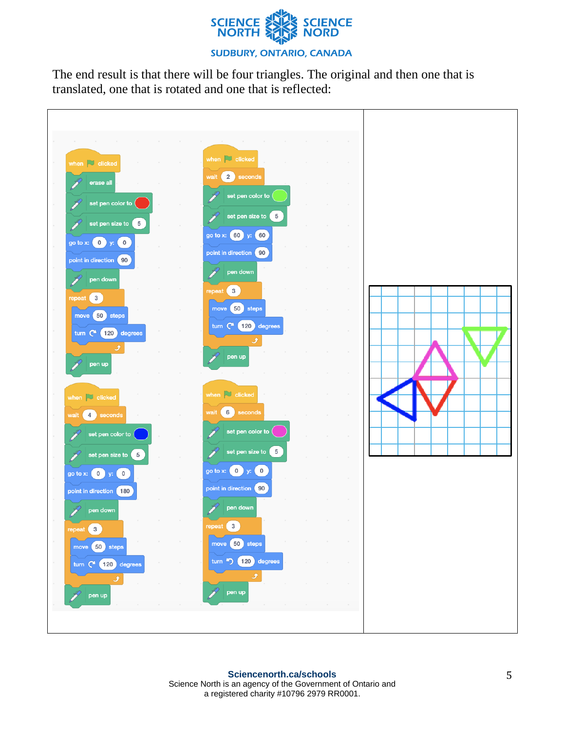The end result is that there will be four triangles. The original and then one that is translated, one that is rotated and one that is reflected:

```
when [flag] clicked
erase all
set pen color to (red)
set pen size to 5
go to x: 0 y: 0
point in direction 90
pen down
repeat 3
    move 50 steps
    turn ↻ 120 degrees
pen up
```

```
when [flag] clicked
wait 2 seconds
set pen color to (green)
set pen size to 5
go to x: 60 y: 60
point in direction 90
pen down
repeat 3
    move 50 steps
    turn ↻ 120 degrees
pen up
```

```
when [flag] clicked
wait 4 seconds
set pen color to (blue)
set pen size to 5
go to x: 0 y: 0
point in direction 180
pen down
repeat 3
    move 50 steps
    turn ↻ 120 degrees
pen up
```

```
when [flag] clicked
wait 6 seconds
set pen color to (pink)
set pen size to 5
go to x: 0 y: 0
point in direction 90
pen down
repeat 3
    move 50 steps
    turn ↺ 120 degrees
pen up
```